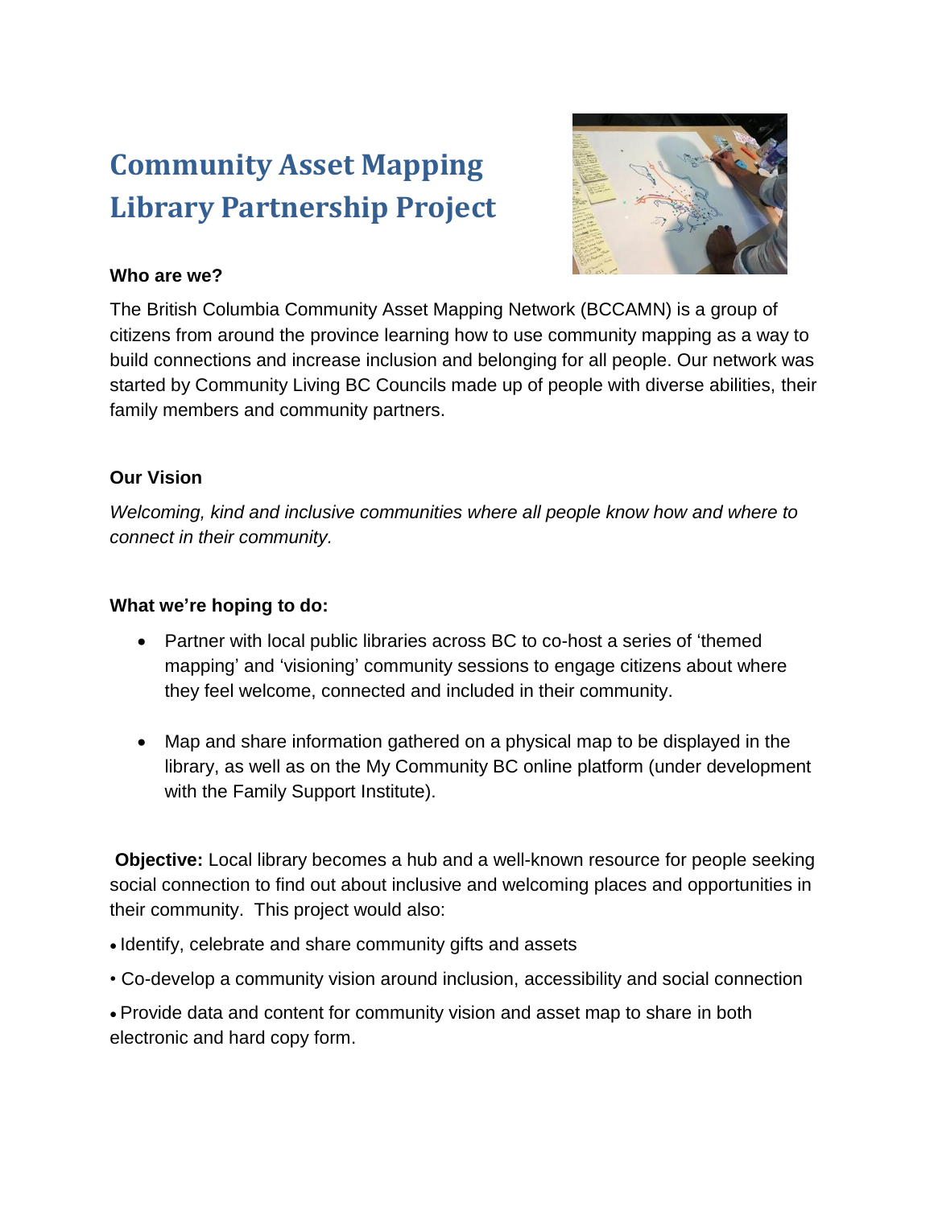# Community Asset Mapping Library Partnership Project

**Who are we?**

The British Columbia Community Asset Mapping Network (BCCAMN) is a group of citizens from around the province learning how to use community mapping as a way to build connections and increase inclusion and belonging for all people. Our network was started by Community Living BC Councils made up of people with diverse abilities, their family members and community partners.

**Our Vision**

*Welcoming, kind and inclusive communities where all people know how and where to connect in their community.*

**What we're hoping to do:**

- Partner with local public libraries across BC to co-host a series of 'themed mapping' and 'visioning' community sessions to engage citizens about where they feel welcome, connected and included in their community.
- Map and share information gathered on a physical map to be displayed in the library, as well as on the My Community BC online platform (under development with the Family Support Institute).

**Objective:** Local library becomes a hub and a well-known resource for people seeking social connection to find out about inclusive and welcoming places and opportunities in their community. This project would also:

- Identify, celebrate and share community gifts and assets
- Co-develop a community vision around inclusion, accessibility and social connection
- Provide data and content for community vision and asset map to share in both electronic and hard copy form.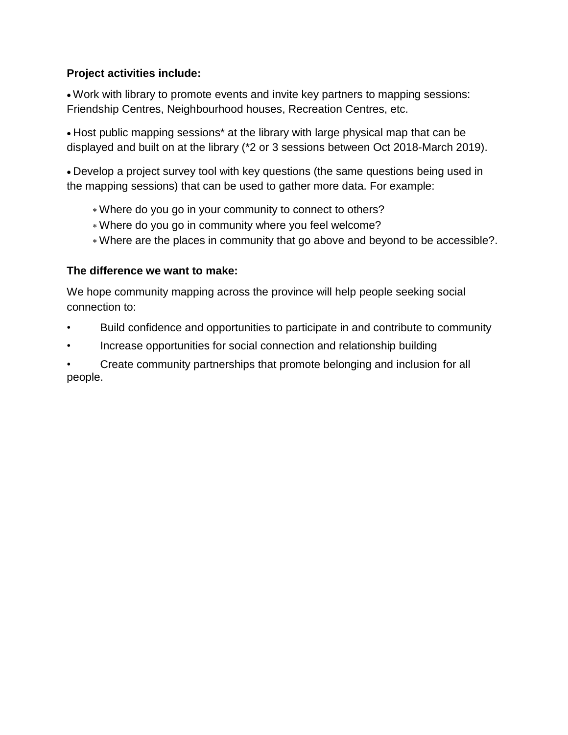**Project activities include:**

- Work with library to promote events and invite key partners to mapping sessions: Friendship Centres, Neighbourhood houses, Recreation Centres, etc.

- Host public mapping sessions* at the library with large physical map that can be displayed and built on at the library (*2 or 3 sessions between Oct 2018-March 2019).

- Develop a project survey tool with key questions (the same questions being used in the mapping sessions) that can be used to gather more data. For example:

  - Where do you go in your community to connect to others?
  - Where do you go in community where you feel welcome?
  - Where are the places in community that go above and beyond to be accessible?.

**The difference we want to make:**

We hope community mapping across the province will help people seeking social connection to:

- Build confidence and opportunities to participate in and contribute to community
- Increase opportunities for social connection and relationship building
- Create community partnerships that promote belonging and inclusion for all people.